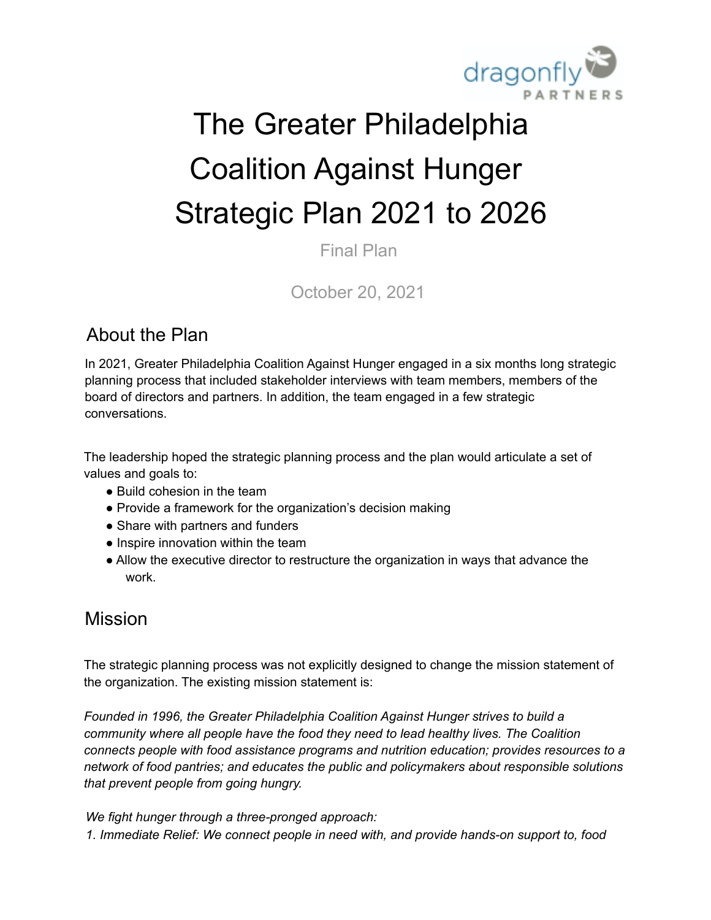# The Greater Philadelphia Coalition Against Hunger Strategic Plan 2021 to 2026

Final Plan

October 20, 2021

## About the Plan

In 2021, Greater Philadelphia Coalition Against Hunger engaged in a six months long strategic planning process that included stakeholder interviews with team members, members of the board of directors and partners. In addition, the team engaged in a few strategic conversations.

The leadership hoped the strategic planning process and the plan would articulate a set of values and goals to:

- Build cohesion in the team
- Provide a framework for the organization's decision making
- Share with partners and funders
- Inspire innovation within the team
- Allow the executive director to restructure the organization in ways that advance the work.

## Mission

The strategic planning process was not explicitly designed to change the mission statement of the organization. The existing mission statement is:

*Founded in 1996, the Greater Philadelphia Coalition Against Hunger strives to build a community where all people have the food they need to lead healthy lives. The Coalition connects people with food assistance programs and nutrition education; provides resources to a network of food pantries; and educates the public and policymakers about responsible solutions that prevent people from going hungry.*

*We fight hunger through a three-pronged approach:*

*1. Immediate Relief: We connect people in need with, and provide hands-on support to, food*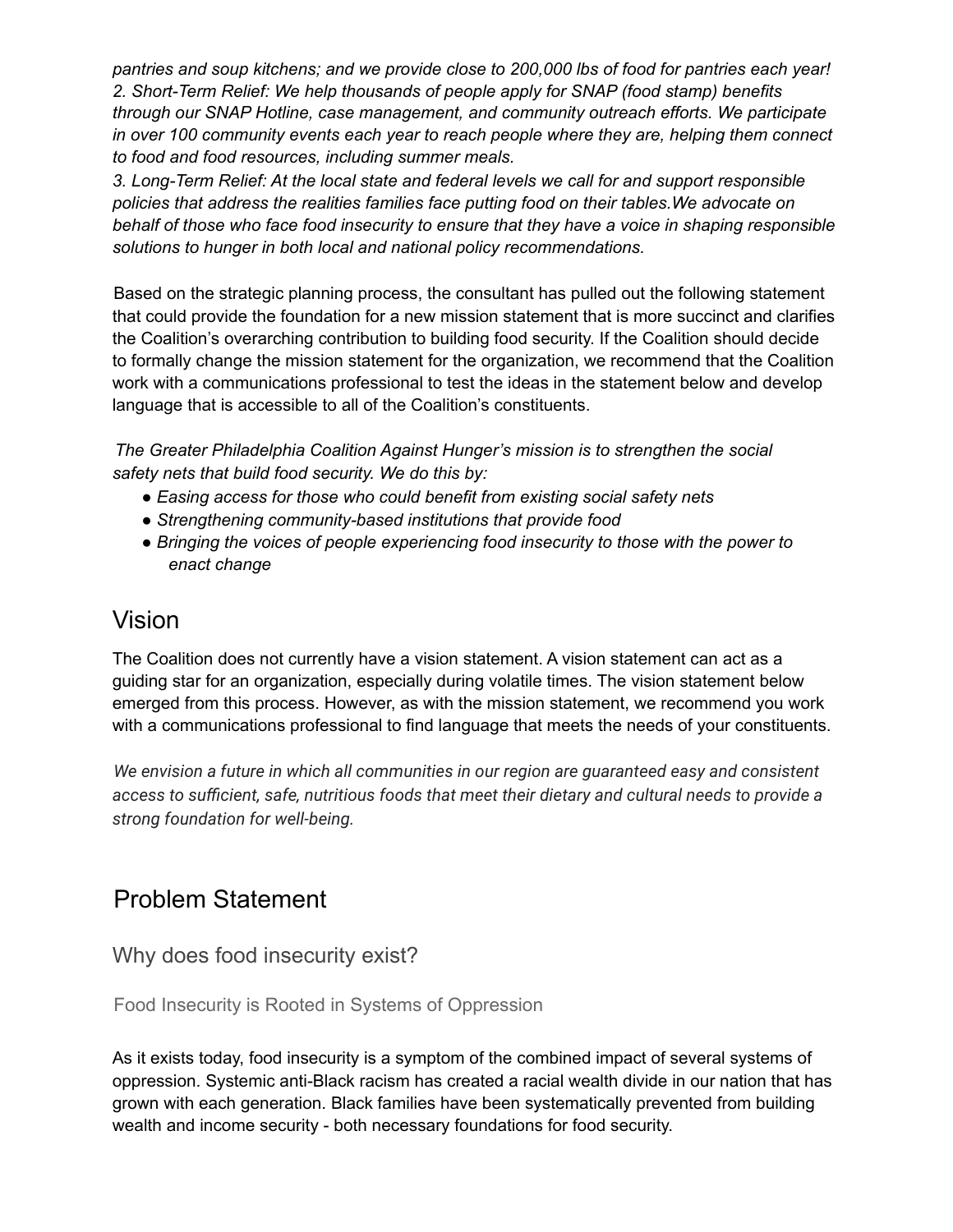*pantries and soup kitchens; and we provide close to 200,000 lbs of food for pantries each year!*
*2. Short-Term Relief: We help thousands of people apply for SNAP (food stamp) benefits through our SNAP Hotline, case management, and community outreach efforts. We participate in over 100 community events each year to reach people where they are, helping them connect to food and food resources, including summer meals.*
*3. Long-Term Relief: At the local state and federal levels we call for and support responsible policies that address the realities families face putting food on their tables.We advocate on behalf of those who face food insecurity to ensure that they have a voice in shaping responsible solutions to hunger in both local and national policy recommendations.*

Based on the strategic planning process, the consultant has pulled out the following statement that could provide the foundation for a new mission statement that is more succinct and clarifies the Coalition's overarching contribution to building food security. If the Coalition should decide to formally change the mission statement for the organization, we recommend that the Coalition work with a communications professional to test the ideas in the statement below and develop language that is accessible to all of the Coalition's constituents.

*The Greater Philadelphia Coalition Against Hunger's mission is to strengthen the social safety nets that build food security. We do this by:*

- *Easing access for those who could benefit from existing social safety nets*
- *Strengthening community-based institutions that provide food*
- *Bringing the voices of people experiencing food insecurity to those with the power to enact change*

## Vision

The Coalition does not currently have a vision statement. A vision statement can act as a guiding star for an organization, especially during volatile times. The vision statement below emerged from this process. However, as with the mission statement, we recommend you work with a communications professional to find language that meets the needs of your constituents.

*We envision a future in which all communities in our region are guaranteed easy and consistent access to sufficient, safe, nutritious foods that meet their dietary and cultural needs to provide a strong foundation for well-being.*

## Problem Statement

### Why does food insecurity exist?

#### Food Insecurity is Rooted in Systems of Oppression

As it exists today, food insecurity is a symptom of the combined impact of several systems of oppression. Systemic anti-Black racism has created a racial wealth divide in our nation that has grown with each generation. Black families have been systematically prevented from building wealth and income security - both necessary foundations for food security.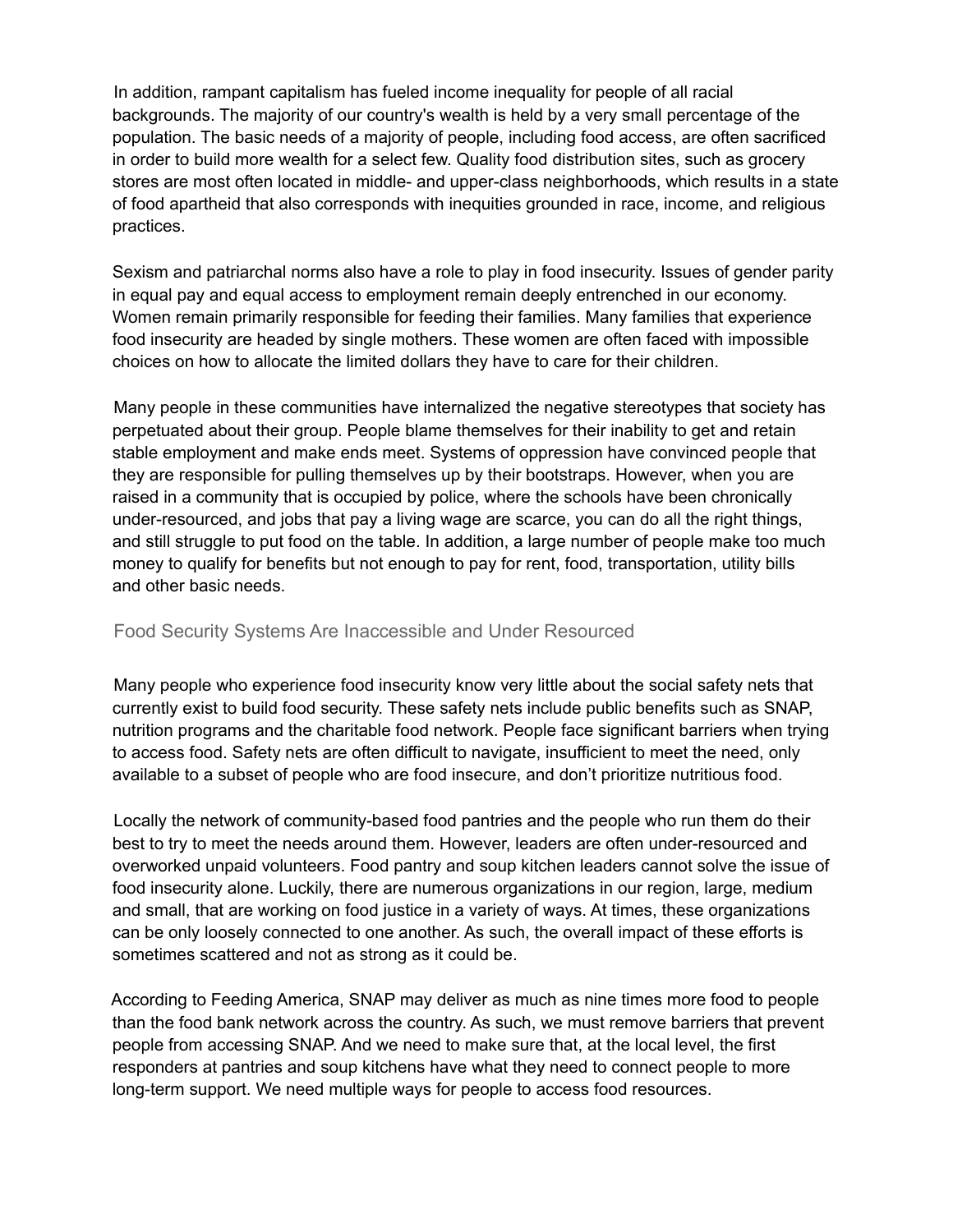In addition, rampant capitalism has fueled income inequality for people of all racial backgrounds. The majority of our country's wealth is held by a very small percentage of the population. The basic needs of a majority of people, including food access, are often sacrificed in order to build more wealth for a select few. Quality food distribution sites, such as grocery stores are most often located in middle- and upper-class neighborhoods, which results in a state of food apartheid that also corresponds with inequities grounded in race, income, and religious practices.

Sexism and patriarchal norms also have a role to play in food insecurity. Issues of gender parity in equal pay and equal access to employment remain deeply entrenched in our economy. Women remain primarily responsible for feeding their families. Many families that experience food insecurity are headed by single mothers. These women are often faced with impossible choices on how to allocate the limited dollars they have to care for their children.

Many people in these communities have internalized the negative stereotypes that society has perpetuated about their group. People blame themselves for their inability to get and retain stable employment and make ends meet. Systems of oppression have convinced people that they are responsible for pulling themselves up by their bootstraps. However, when you are raised in a community that is occupied by police, where the schools have been chronically under-resourced, and jobs that pay a living wage are scarce, you can do all the right things, and still struggle to put food on the table. In addition, a large number of people make too much money to qualify for benefits but not enough to pay for rent, food, transportation, utility bills and other basic needs.

### Food Security Systems Are Inaccessible and Under Resourced

Many people who experience food insecurity know very little about the social safety nets that currently exist to build food security. These safety nets include public benefits such as SNAP, nutrition programs and the charitable food network. People face significant barriers when trying to access food. Safety nets are often difficult to navigate, insufficient to meet the need, only available to a subset of people who are food insecure, and don't prioritize nutritious food.

Locally the network of community-based food pantries and the people who run them do their best to try to meet the needs around them. However, leaders are often under-resourced and overworked unpaid volunteers. Food pantry and soup kitchen leaders cannot solve the issue of food insecurity alone. Luckily, there are numerous organizations in our region, large, medium and small, that are working on food justice in a variety of ways. At times, these organizations can be only loosely connected to one another. As such, the overall impact of these efforts is sometimes scattered and not as strong as it could be.

According to Feeding America, SNAP may deliver as much as nine times more food to people than the food bank network across the country. As such, we must remove barriers that prevent people from accessing SNAP. And we need to make sure that, at the local level, the first responders at pantries and soup kitchens have what they need to connect people to more long-term support. We need multiple ways for people to access food resources.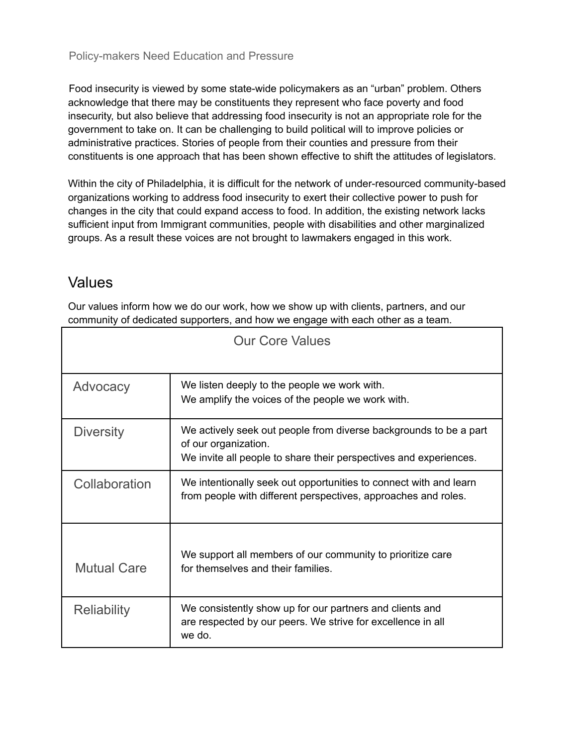### Policy-makers Need Education and Pressure

Food insecurity is viewed by some state-wide policymakers as an "urban" problem. Others acknowledge that there may be constituents they represent who face poverty and food insecurity, but also believe that addressing food insecurity is not an appropriate role for the government to take on. It can be challenging to build political will to improve policies or administrative practices. Stories of people from their counties and pressure from their constituents is one approach that has been shown effective to shift the attitudes of legislators.

Within the city of Philadelphia, it is difficult for the network of under-resourced community-based organizations working to address food insecurity to exert their collective power to push for changes in the city that could expand access to food. In addition, the existing network lacks sufficient input from Immigrant communities, people with disabilities and other marginalized groups. As a result these voices are not brought to lawmakers engaged in this work.

## Values

Our values inform how we do our work, how we show up with clients, partners, and our community of dedicated supporters, and how we engage with each other as a team.

| Our Core Values | |
|---|---|
| Advocacy | We listen deeply to the people we work with.<br>We amplify the voices of the people we work with. |
| Diversity | We actively seek out people from diverse backgrounds to be a part of our organization.<br>We invite all people to share their perspectives and experiences. |
| Collaboration | We intentionally seek out opportunities to connect with and learn from people with different perspectives, approaches and roles. |
| Mutual Care | We support all members of our community to prioritize care for themselves and their families. |
| Reliability | We consistently show up for our partners and clients and are respected by our peers. We strive for excellence in all we do. |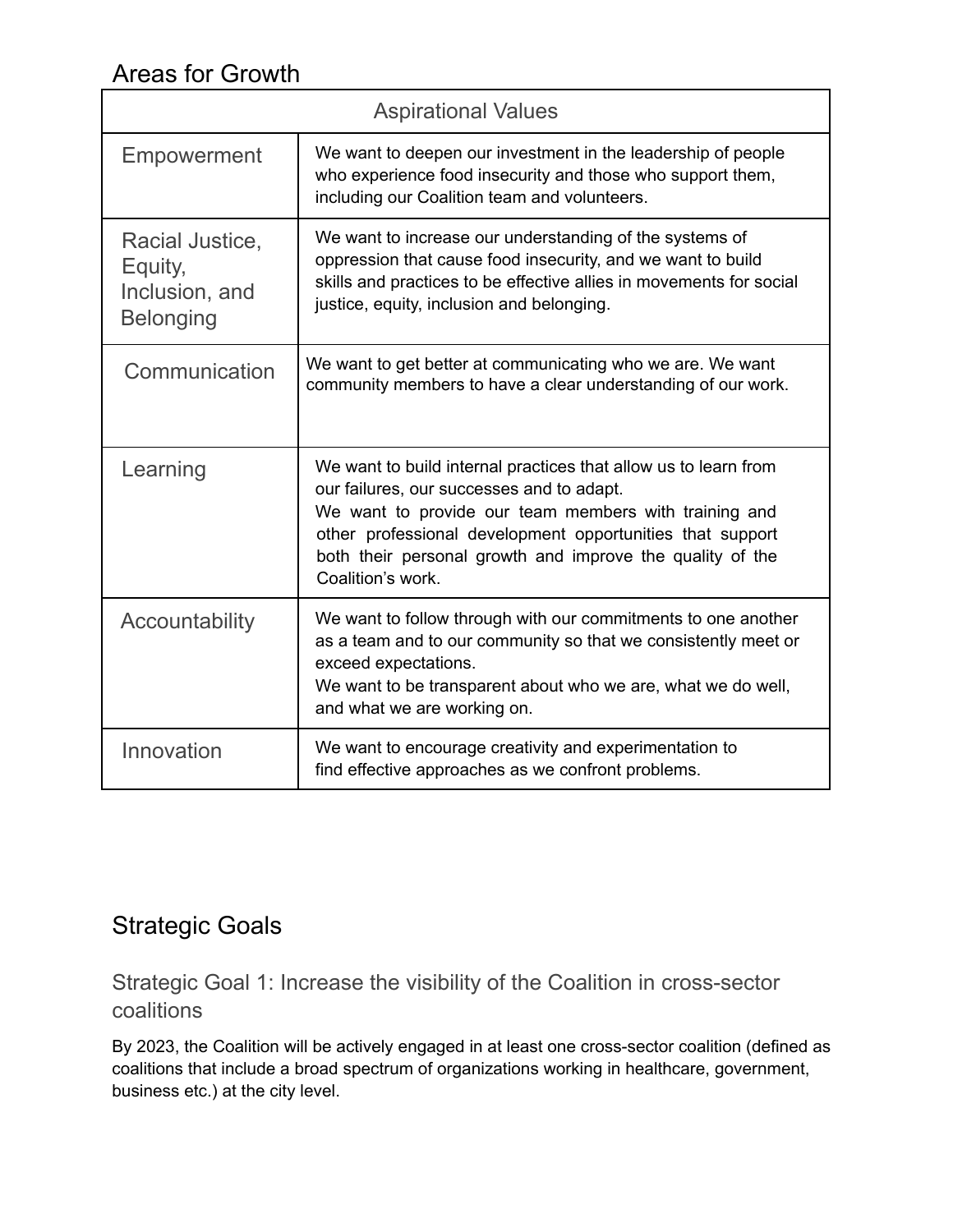## Areas for Growth

| Aspirational Values | |
|---|---|
| Empowerment | We want to deepen our investment in the leadership of people who experience food insecurity and those who support them, including our Coalition team and volunteers. |
| Racial Justice, Equity, Inclusion, and Belonging | We want to increase our understanding of the systems of oppression that cause food insecurity, and we want to build skills and practices to be effective allies in movements for social justice, equity, inclusion and belonging. |
| Communication | We want to get better at communicating who we are. We want community members to have a clear understanding of our work. |
| Learning | We want to build internal practices that allow us to learn from our failures, our successes and to adapt.<br>We want to provide our team members with training and other professional development opportunities that support both their personal growth and improve the quality of the Coalition's work. |
| Accountability | We want to follow through with our commitments to one another as a team and to our community so that we consistently meet or exceed expectations.<br>We want to be transparent about who we are, what we do well, and what we are working on. |
| Innovation | We want to encourage creativity and experimentation to find effective approaches as we confront problems. |

## Strategic Goals

### Strategic Goal 1: Increase the visibility of the Coalition in cross-sector coalitions

By 2023, the Coalition will be actively engaged in at least one cross-sector coalition (defined as coalitions that include a broad spectrum of organizations working in healthcare, government, business etc.) at the city level.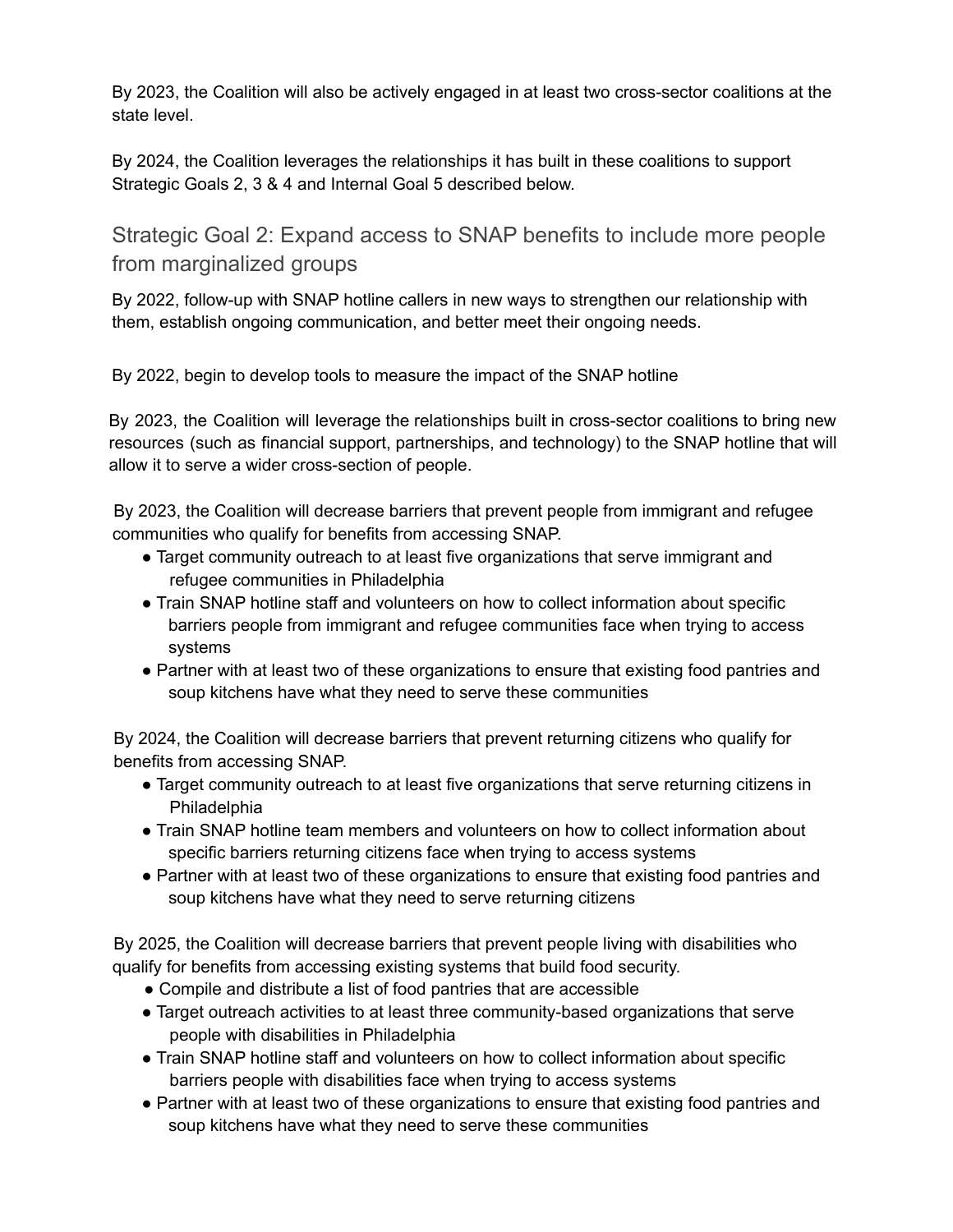By 2023, the Coalition will also be actively engaged in at least two cross-sector coalitions at the state level.

By 2024, the Coalition leverages the relationships it has built in these coalitions to support Strategic Goals 2, 3 & 4 and Internal Goal 5 described below.

## Strategic Goal 2: Expand access to SNAP benefits to include more people from marginalized groups

By 2022, follow-up with SNAP hotline callers in new ways to strengthen our relationship with them, establish ongoing communication, and better meet their ongoing needs.

By 2022, begin to develop tools to measure the impact of the SNAP hotline

By 2023, the Coalition will leverage the relationships built in cross-sector coalitions to bring new resources (such as financial support, partnerships, and technology) to the SNAP hotline that will allow it to serve a wider cross-section of people.

By 2023, the Coalition will decrease barriers that prevent people from immigrant and refugee communities who qualify for benefits from accessing SNAP.

- Target community outreach to at least five organizations that serve immigrant and refugee communities in Philadelphia
- Train SNAP hotline staff and volunteers on how to collect information about specific barriers people from immigrant and refugee communities face when trying to access systems
- Partner with at least two of these organizations to ensure that existing food pantries and soup kitchens have what they need to serve these communities

By 2024, the Coalition will decrease barriers that prevent returning citizens who qualify for benefits from accessing SNAP.

- Target community outreach to at least five organizations that serve returning citizens in Philadelphia
- Train SNAP hotline team members and volunteers on how to collect information about specific barriers returning citizens face when trying to access systems
- Partner with at least two of these organizations to ensure that existing food pantries and soup kitchens have what they need to serve returning citizens

By 2025, the Coalition will decrease barriers that prevent people living with disabilities who qualify for benefits from accessing existing systems that build food security.

- Compile and distribute a list of food pantries that are accessible
- Target outreach activities to at least three community-based organizations that serve people with disabilities in Philadelphia
- Train SNAP hotline staff and volunteers on how to collect information about specific barriers people with disabilities face when trying to access systems
- Partner with at least two of these organizations to ensure that existing food pantries and soup kitchens have what they need to serve these communities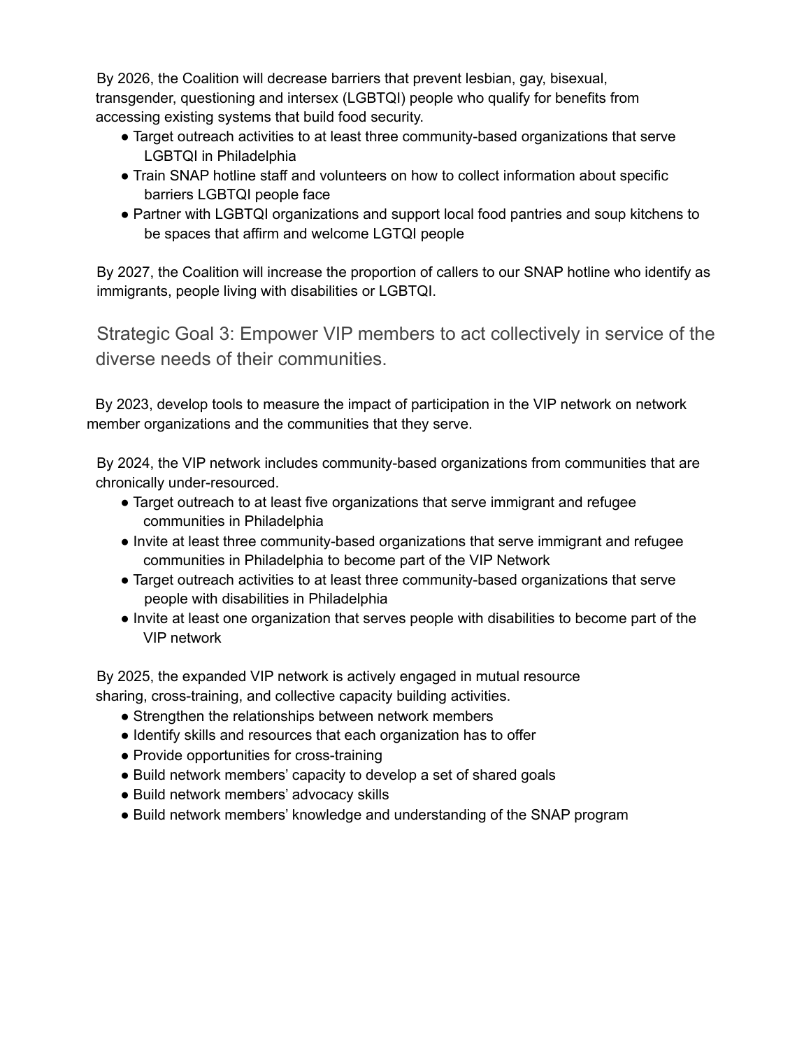By 2026, the Coalition will decrease barriers that prevent lesbian, gay, bisexual, transgender, questioning and intersex (LGBTQI) people who qualify for benefits from accessing existing systems that build food security.

- Target outreach activities to at least three community-based organizations that serve LGBTQI in Philadelphia
- Train SNAP hotline staff and volunteers on how to collect information about specific barriers LGBTQI people face
- Partner with LGBTQI organizations and support local food pantries and soup kitchens to be spaces that affirm and welcome LGTQI people

By 2027, the Coalition will increase the proportion of callers to our SNAP hotline who identify as immigrants, people living with disabilities or LGBTQI.

## Strategic Goal 3: Empower VIP members to act collectively in service of the diverse needs of their communities.

By 2023, develop tools to measure the impact of participation in the VIP network on network member organizations and the communities that they serve.

By 2024, the VIP network includes community-based organizations from communities that are chronically under-resourced.

- Target outreach to at least five organizations that serve immigrant and refugee communities in Philadelphia
- Invite at least three community-based organizations that serve immigrant and refugee communities in Philadelphia to become part of the VIP Network
- Target outreach activities to at least three community-based organizations that serve people with disabilities in Philadelphia
- Invite at least one organization that serves people with disabilities to become part of the VIP network

By 2025, the expanded VIP network is actively engaged in mutual resource sharing, cross-training, and collective capacity building activities.

- Strengthen the relationships between network members
- Identify skills and resources that each organization has to offer
- Provide opportunities for cross-training
- Build network members' capacity to develop a set of shared goals
- Build network members' advocacy skills
- Build network members' knowledge and understanding of the SNAP program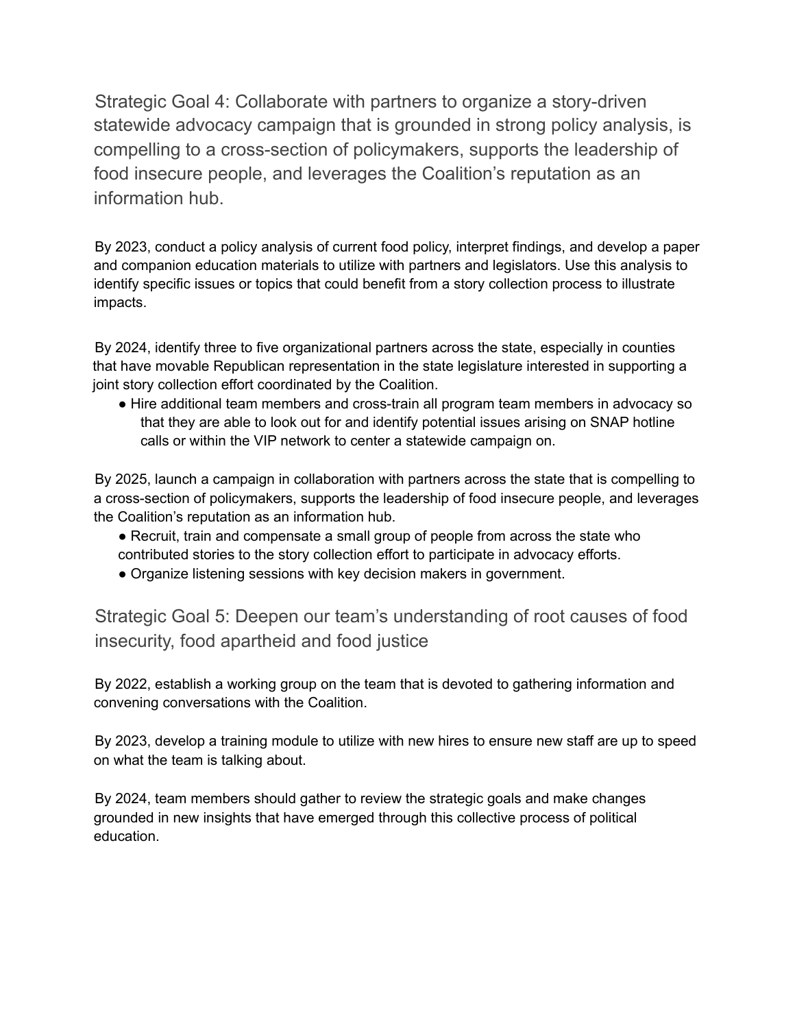## Strategic Goal 4: Collaborate with partners to organize a story-driven statewide advocacy campaign that is grounded in strong policy analysis, is compelling to a cross-section of policymakers, supports the leadership of food insecure people, and leverages the Coalition's reputation as an information hub.

By 2023, conduct a policy analysis of current food policy, interpret findings, and develop a paper and companion education materials to utilize with partners and legislators. Use this analysis to identify specific issues or topics that could benefit from a story collection process to illustrate impacts.

By 2024, identify three to five organizational partners across the state, especially in counties that have movable Republican representation in the state legislature interested in supporting a joint story collection effort coordinated by the Coalition.

- Hire additional team members and cross-train all program team members in advocacy so that they are able to look out for and identify potential issues arising on SNAP hotline calls or within the VIP network to center a statewide campaign on.

By 2025, launch a campaign in collaboration with partners across the state that is compelling to a cross-section of policymakers, supports the leadership of food insecure people, and leverages the Coalition's reputation as an information hub.

- Recruit, train and compensate a small group of people from across the state who contributed stories to the story collection effort to participate in advocacy efforts.
- Organize listening sessions with key decision makers in government.

## Strategic Goal 5: Deepen our team's understanding of root causes of food insecurity, food apartheid and food justice

By 2022, establish a working group on the team that is devoted to gathering information and convening conversations with the Coalition.

By 2023, develop a training module to utilize with new hires to ensure new staff are up to speed on what the team is talking about.

By 2024, team members should gather to review the strategic goals and make changes grounded in new insights that have emerged through this collective process of political education.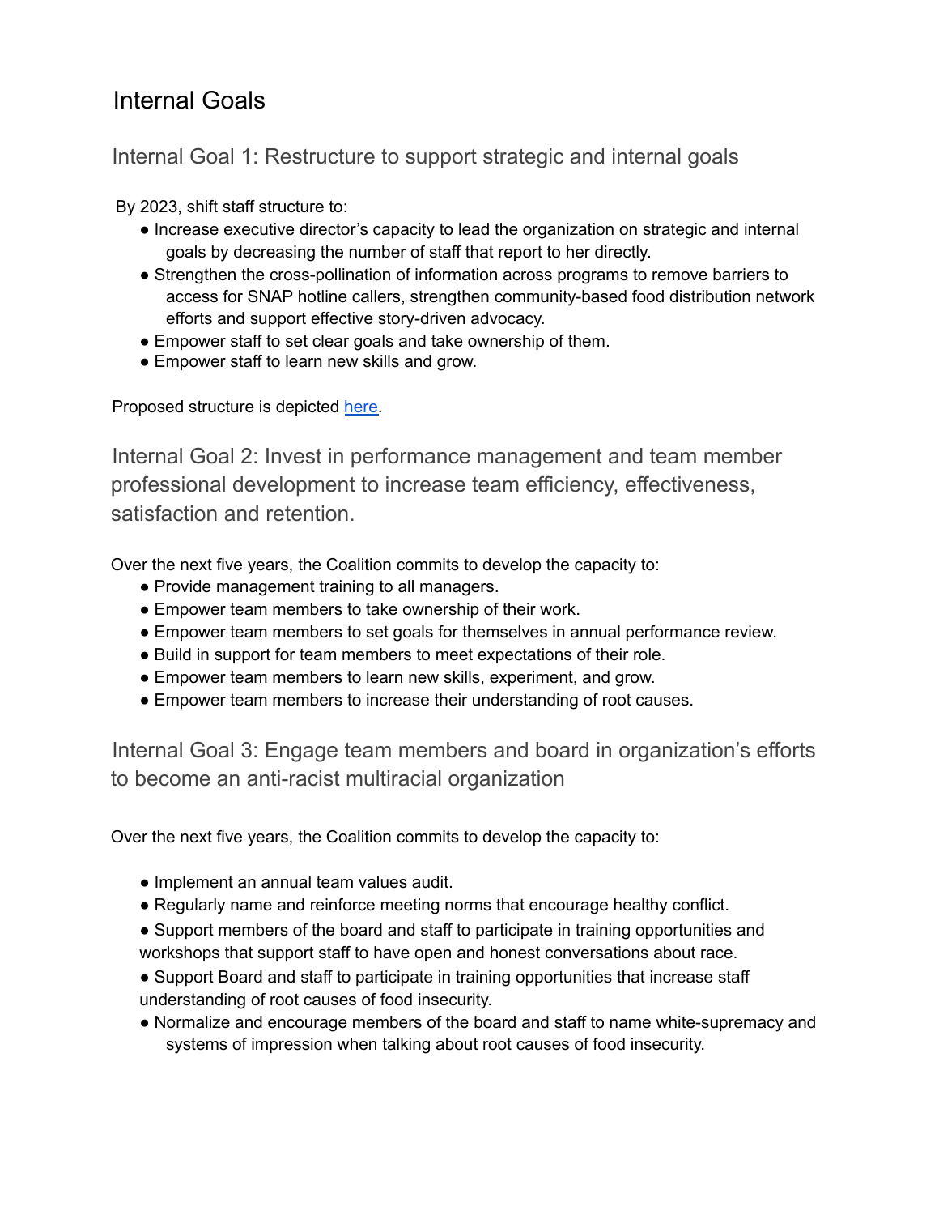# Internal Goals

## Internal Goal 1: Restructure to support strategic and internal goals

By 2023, shift staff structure to:

- Increase executive director's capacity to lead the organization on strategic and internal goals by decreasing the number of staff that report to her directly.
- Strengthen the cross-pollination of information across programs to remove barriers to access for SNAP hotline callers, strengthen community-based food distribution network efforts and support effective story-driven advocacy.
- Empower staff to set clear goals and take ownership of them.
- Empower staff to learn new skills and grow.

Proposed structure is depicted here.

## Internal Goal 2: Invest in performance management and team member professional development to increase team efficiency, effectiveness, satisfaction and retention.

Over the next five years, the Coalition commits to develop the capacity to:

- Provide management training to all managers.
- Empower team members to take ownership of their work.
- Empower team members to set goals for themselves in annual performance review.
- Build in support for team members to meet expectations of their role.
- Empower team members to learn new skills, experiment, and grow.
- Empower team members to increase their understanding of root causes.

## Internal Goal 3: Engage team members and board in organization's efforts to become an anti-racist multiracial organization

Over the next five years, the Coalition commits to develop the capacity to:

- Implement an annual team values audit.
- Regularly name and reinforce meeting norms that encourage healthy conflict.
- Support members of the board and staff to participate in training opportunities and workshops that support staff to have open and honest conversations about race.
- Support Board and staff to participate in training opportunities that increase staff understanding of root causes of food insecurity.
- Normalize and encourage members of the board and staff to name white-supremacy and systems of impression when talking about root causes of food insecurity.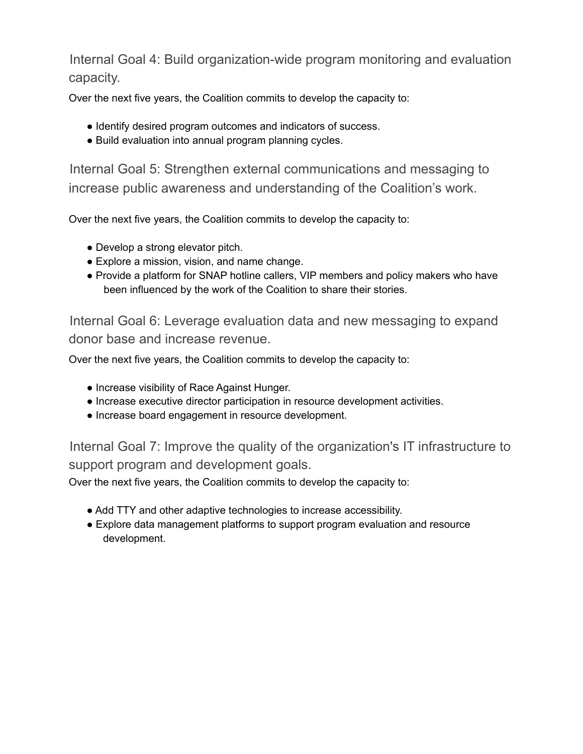## Internal Goal 4: Build organization-wide program monitoring and evaluation capacity.

Over the next five years, the Coalition commits to develop the capacity to:

- Identify desired program outcomes and indicators of success.
- Build evaluation into annual program planning cycles.

## Internal Goal 5: Strengthen external communications and messaging to increase public awareness and understanding of the Coalition's work.

Over the next five years, the Coalition commits to develop the capacity to:

- Develop a strong elevator pitch.
- Explore a mission, vision, and name change.
- Provide a platform for SNAP hotline callers, VIP members and policy makers who have been influenced by the work of the Coalition to share their stories.

## Internal Goal 6: Leverage evaluation data and new messaging to expand donor base and increase revenue.

Over the next five years, the Coalition commits to develop the capacity to:

- Increase visibility of Race Against Hunger.
- Increase executive director participation in resource development activities.
- Increase board engagement in resource development.

## Internal Goal 7: Improve the quality of the organization's IT infrastructure to support program and development goals.

Over the next five years, the Coalition commits to develop the capacity to:

- Add TTY and other adaptive technologies to increase accessibility.
- Explore data management platforms to support program evaluation and resource development.